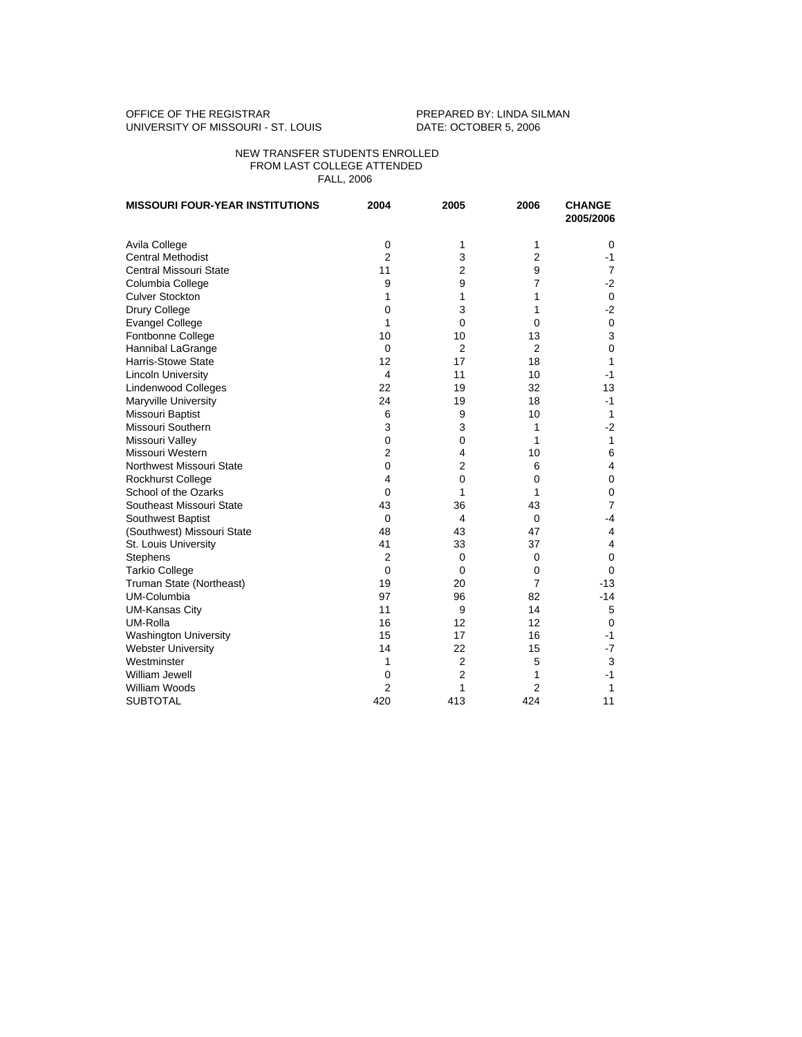OFFICE OF THE REGISTRAR
UNIVERSITY OF MISSOURI - ST. LOUIS

PREPARED BY: LINDA SILMAN
DATE: OCTOBER 5, 2006

NEW TRANSFER STUDENTS ENROLLED
FROM LAST COLLEGE ATTENDED
FALL, 2006

| **MISSOURI FOUR-YEAR INSTITUTIONS** | **2004** | **2005** | **2006** | **CHANGE 2005/2006** |
|---|---|---|---|---|
| Avila College | 0 | 1 | 1 | 0 |
| Central Methodist | 2 | 3 | 2 | -1 |
| Central Missouri State | 11 | 2 | 9 | 7 |
| Columbia College | 9 | 9 | 7 | -2 |
| Culver Stockton | 1 | 1 | 1 | 0 |
| Drury College | 0 | 3 | 1 | -2 |
| Evangel College | 1 | 0 | 0 | 0 |
| Fontbonne College | 10 | 10 | 13 | 3 |
| Hannibal LaGrange | 0 | 2 | 2 | 0 |
| Harris-Stowe State | 12 | 17 | 18 | 1 |
| Lincoln University | 4 | 11 | 10 | -1 |
| Lindenwood Colleges | 22 | 19 | 32 | 13 |
| Maryville University | 24 | 19 | 18 | -1 |
| Missouri Baptist | 6 | 9 | 10 | 1 |
| Missouri Southern | 3 | 3 | 1 | -2 |
| Missouri Valley | 0 | 0 | 1 | 1 |
| Missouri Western | 2 | 4 | 10 | 6 |
| Northwest Missouri State | 0 | 2 | 6 | 4 |
| Rockhurst College | 4 | 0 | 0 | 0 |
| School of the Ozarks | 0 | 1 | 1 | 0 |
| Southeast Missouri State | 43 | 36 | 43 | 7 |
| Southwest Baptist | 0 | 4 | 0 | -4 |
| (Southwest) Missouri State | 48 | 43 | 47 | 4 |
| St. Louis University | 41 | 33 | 37 | 4 |
| Stephens | 2 | 0 | 0 | 0 |
| Tarkio College | 0 | 0 | 0 | 0 |
| Truman State (Northeast) | 19 | 20 | 7 | -13 |
| UM-Columbia | 97 | 96 | 82 | -14 |
| UM-Kansas City | 11 | 9 | 14 | 5 |
| UM-Rolla | 16 | 12 | 12 | 0 |
| Washington University | 15 | 17 | 16 | -1 |
| Webster University | 14 | 22 | 15 | -7 |
| Westminster | 1 | 2 | 5 | 3 |
| William Jewell | 0 | 2 | 1 | -1 |
| William Woods | 2 | 1 | 2 | 1 |
| SUBTOTAL | 420 | 413 | 424 | 11 |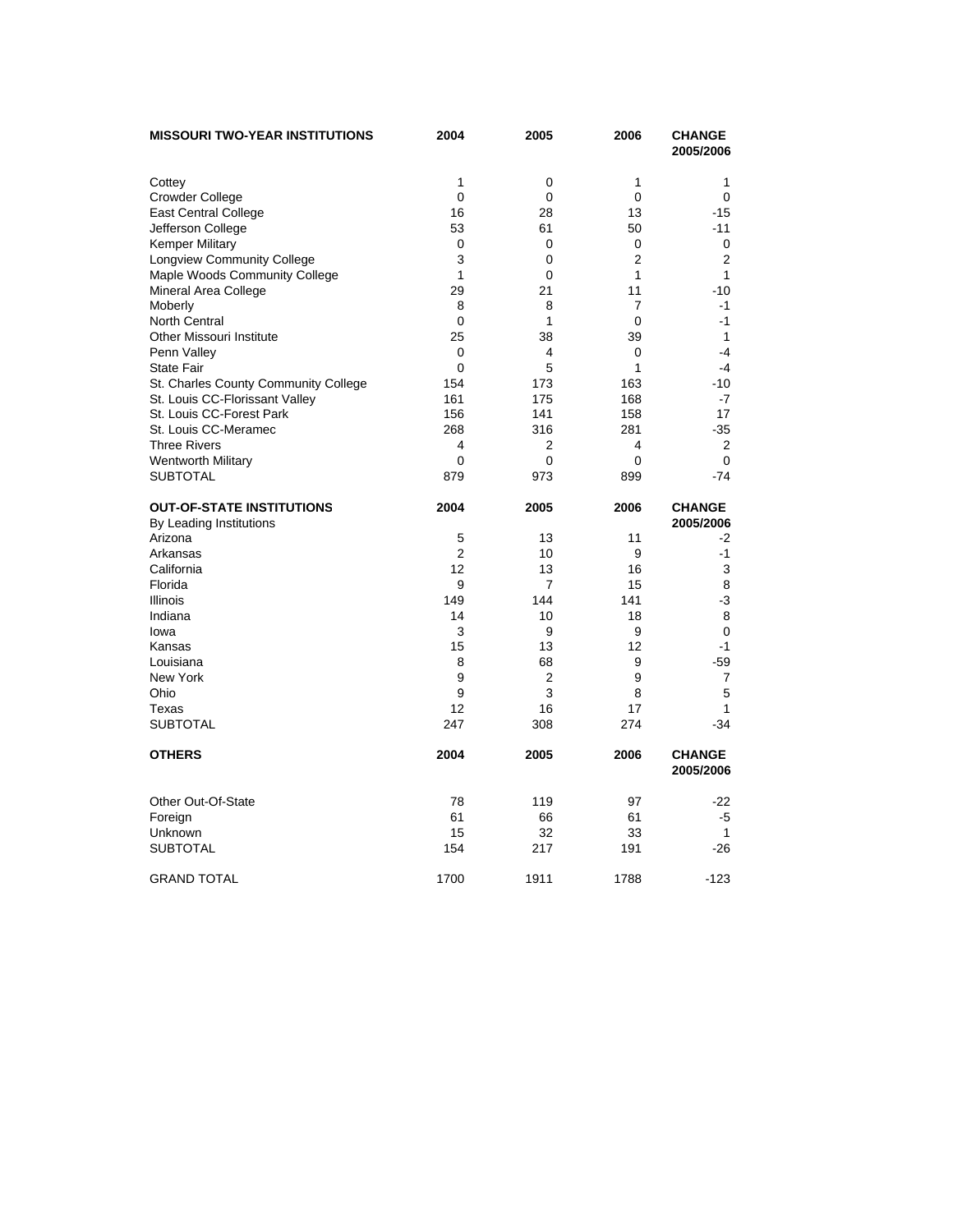| MISSOURI TWO-YEAR INSTITUTIONS | 2004 | 2005 | 2006 | CHANGE 2005/2006 |
|---|---|---|---|---|
| Cottey | 1 | 0 | 1 | 1 |
| Crowder College | 0 | 0 | 0 | 0 |
| East Central College | 16 | 28 | 13 | -15 |
| Jefferson College | 53 | 61 | 50 | -11 |
| Kemper Military | 0 | 0 | 0 | 0 |
| Longview Community College | 3 | 0 | 2 | 2 |
| Maple Woods Community College | 1 | 0 | 1 | 1 |
| Mineral Area College | 29 | 21 | 11 | -10 |
| Moberly | 8 | 8 | 7 | -1 |
| North Central | 0 | 1 | 0 | -1 |
| Other Missouri Institute | 25 | 38 | 39 | 1 |
| Penn Valley | 0 | 4 | 0 | -4 |
| State Fair | 0 | 5 | 1 | -4 |
| St. Charles County Community College | 154 | 173 | 163 | -10 |
| St. Louis CC-Florissant Valley | 161 | 175 | 168 | -7 |
| St. Louis CC-Forest Park | 156 | 141 | 158 | 17 |
| St. Louis CC-Meramec | 268 | 316 | 281 | -35 |
| Three Rivers | 4 | 2 | 4 | 2 |
| Wentworth Military | 0 | 0 | 0 | 0 |
| SUBTOTAL | 879 | 973 | 899 | -74 |

| OUT-OF-STATE INSTITUTIONS | 2004 | 2005 | 2006 | CHANGE |
|---|---|---|---|---|
| By Leading Institutions | | | | 2005/2006 |
| Arizona | 5 | 13 | 11 | -2 |
| Arkansas | 2 | 10 | 9 | -1 |
| California | 12 | 13 | 16 | 3 |
| Florida | 9 | 7 | 15 | 8 |
| Illinois | 149 | 144 | 141 | -3 |
| Indiana | 14 | 10 | 18 | 8 |
| Iowa | 3 | 9 | 9 | 0 |
| Kansas | 15 | 13 | 12 | -1 |
| Louisiana | 8 | 68 | 9 | -59 |
| New York | 9 | 2 | 9 | 7 |
| Ohio | 9 | 3 | 8 | 5 |
| Texas | 12 | 16 | 17 | 1 |
| SUBTOTAL | 247 | 308 | 274 | -34 |

| OTHERS | 2004 | 2005 | 2006 | CHANGE 2005/2006 |
|---|---|---|---|---|
| Other Out-Of-State | 78 | 119 | 97 | -22 |
| Foreign | 61 | 66 | 61 | -5 |
| Unknown | 15 | 32 | 33 | 1 |
| SUBTOTAL | 154 | 217 | 191 | -26 |
| | | | | |
| GRAND TOTAL | 1700 | 1911 | 1788 | -123 |